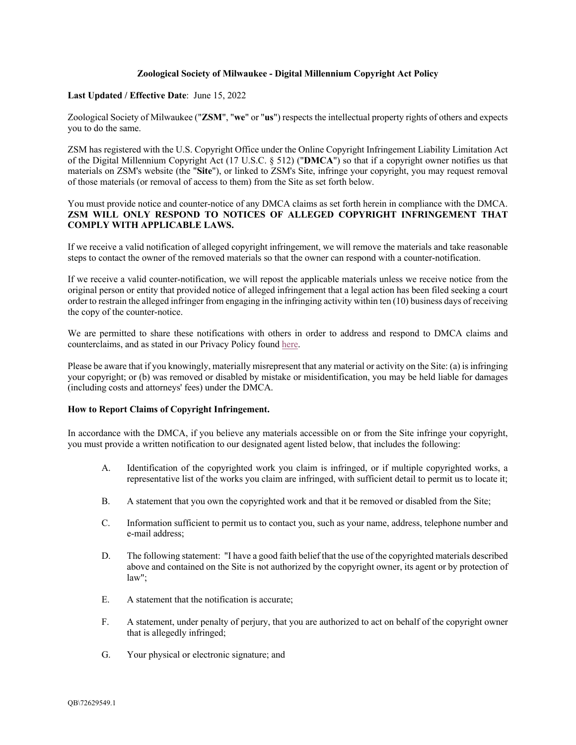**Zoological Society of Milwaukee - Digital Millennium Copyright Act Policy**

**Last Updated / Effective Date**: June 15, 2022

Zoological Society of Milwaukee ("**ZSM**", "**we**" or "**us**") respects the intellectual property rights of others and expects you to do the same.

ZSM has registered with the U.S. Copyright Office under the Online Copyright Infringement Liability Limitation Act of the Digital Millennium Copyright Act (17 U.S.C. § 512) ("**DMCA**") so that if a copyright owner notifies us that materials on ZSM's website (the "**Site**"), or linked to ZSM's Site, infringe your copyright, you may request removal of those materials (or removal of access to them) from the Site as set forth below.

You must provide notice and counter-notice of any DMCA claims as set forth herein in compliance with the DMCA. **ZSM WILL ONLY RESPOND TO NOTICES OF ALLEGED COPYRIGHT INFRINGEMENT THAT COMPLY WITH APPLICABLE LAWS.**

If we receive a valid notification of alleged copyright infringement, we will remove the materials and take reasonable steps to contact the owner of the removed materials so that the owner can respond with a counter-notification.

If we receive a valid counter-notification, we will repost the applicable materials unless we receive notice from the original person or entity that provided notice of alleged infringement that a legal action has been filed seeking a court order to restrain the alleged infringer from engaging in the infringing activity within ten (10) business days of receiving the copy of the counter-notice.

We are permitted to share these notifications with others in order to address and respond to DMCA claims and counterclaims, and as stated in our Privacy Policy found here.

Please be aware that if you knowingly, materially misrepresent that any material or activity on the Site: (a) is infringing your copyright; or (b) was removed or disabled by mistake or misidentification, you may be held liable for damages (including costs and attorneys' fees) under the DMCA.

**How to Report Claims of Copyright Infringement.**

In accordance with the DMCA, if you believe any materials accessible on or from the Site infringe your copyright, you must provide a written notification to our designated agent listed below, that includes the following:

A. Identification of the copyrighted work you claim is infringed, or if multiple copyrighted works, a representative list of the works you claim are infringed, with sufficient detail to permit us to locate it;

B. A statement that you own the copyrighted work and that it be removed or disabled from the Site;

C. Information sufficient to permit us to contact you, such as your name, address, telephone number and e-mail address;

D. The following statement: "I have a good faith belief that the use of the copyrighted materials described above and contained on the Site is not authorized by the copyright owner, its agent or by protection of law";

E. A statement that the notification is accurate;

F. A statement, under penalty of perjury, that you are authorized to act on behalf of the copyright owner that is allegedly infringed;

G. Your physical or electronic signature; and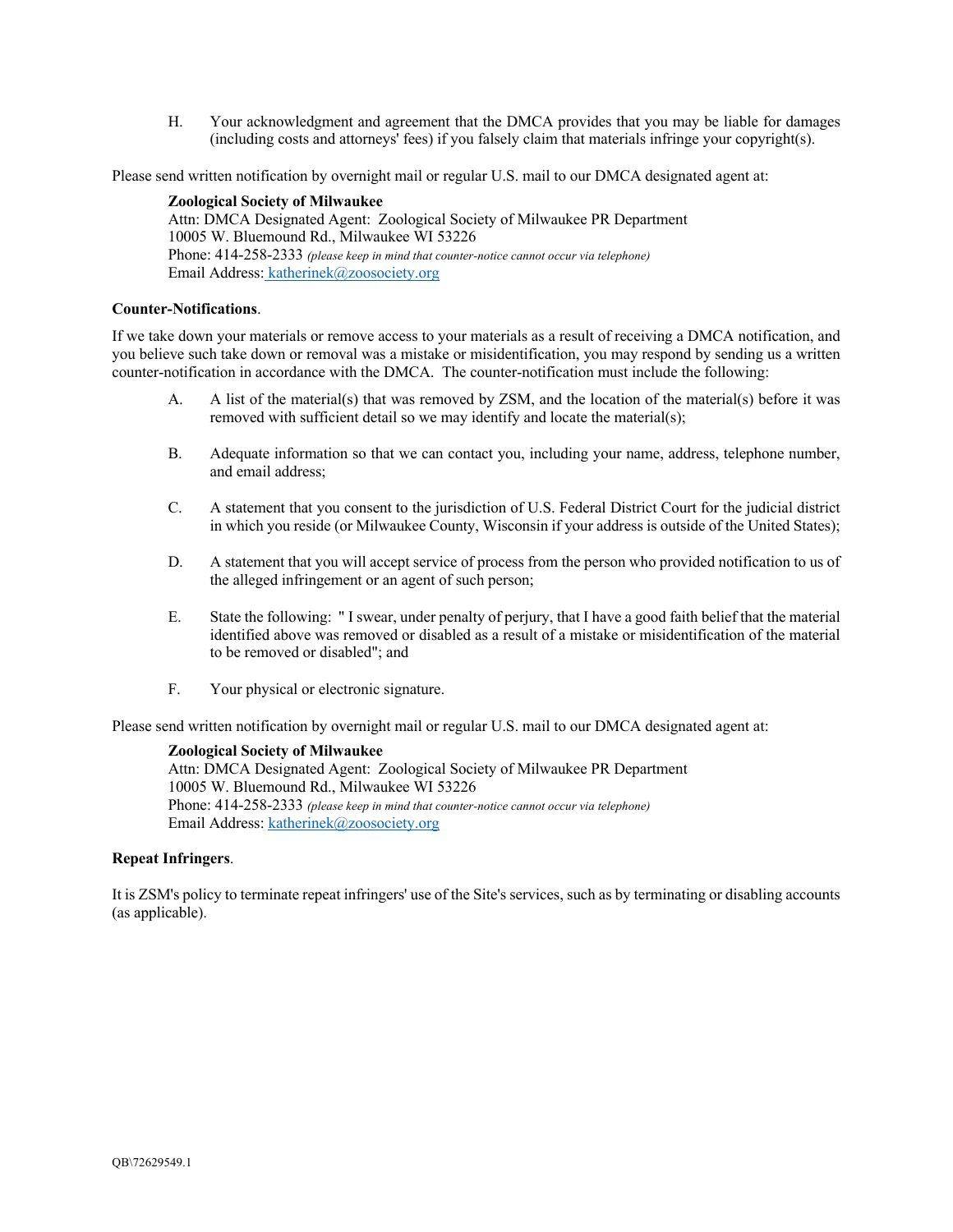H. Your acknowledgment and agreement that the DMCA provides that you may be liable for damages (including costs and attorneys' fees) if you falsely claim that materials infringe your copyright(s).

Please send written notification by overnight mail or regular U.S. mail to our DMCA designated agent at:

> **Zoological Society of Milwaukee**
> Attn: DMCA Designated Agent: Zoological Society of Milwaukee PR Department
> 10005 W. Bluemound Rd., Milwaukee WI 53226
> Phone: 414-258-2333 *(please keep in mind that counter-notice cannot occur via telephone)*
> Email Address: katherinek@zoosociety.org

**Counter-Notifications**.

If we take down your materials or remove access to your materials as a result of receiving a DMCA notification, and you believe such take down or removal was a mistake or misidentification, you may respond by sending us a written counter-notification in accordance with the DMCA. The counter-notification must include the following:

A. A list of the material(s) that was removed by ZSM, and the location of the material(s) before it was removed with sufficient detail so we may identify and locate the material(s);

B. Adequate information so that we can contact you, including your name, address, telephone number, and email address;

C. A statement that you consent to the jurisdiction of U.S. Federal District Court for the judicial district in which you reside (or Milwaukee County, Wisconsin if your address is outside of the United States);

D. A statement that you will accept service of process from the person who provided notification to us of the alleged infringement or an agent of such person;

E. State the following: " I swear, under penalty of perjury, that I have a good faith belief that the material identified above was removed or disabled as a result of a mistake or misidentification of the material to be removed or disabled"; and

F. Your physical or electronic signature.

Please send written notification by overnight mail or regular U.S. mail to our DMCA designated agent at:

> **Zoological Society of Milwaukee**
> Attn: DMCA Designated Agent: Zoological Society of Milwaukee PR Department
> 10005 W. Bluemound Rd., Milwaukee WI 53226
> Phone: 414-258-2333 *(please keep in mind that counter-notice cannot occur via telephone)*
> Email Address: katherinek@zoosociety.org

**Repeat Infringers**.

It is ZSM's policy to terminate repeat infringers' use of the Site's services, such as by terminating or disabling accounts (as applicable).

QB\72629549.1